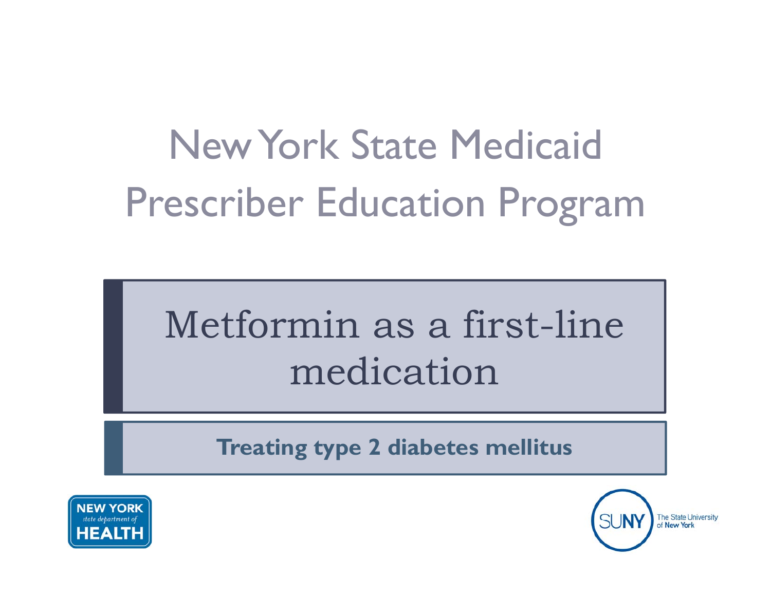# New York State Medicaid Prescriber Education Program

## Metformin as a first-line medication

**Treating type 2 diabetes mellitus**

NEW YORK state department of HEALTH

SUNY The State University of New York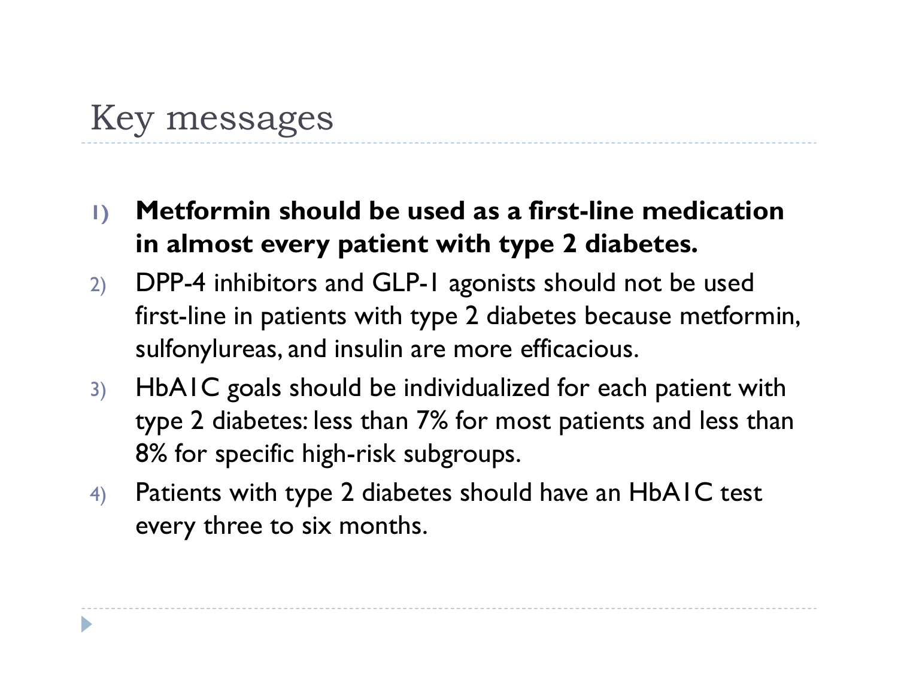# Key messages

1) **Metformin should be used as a first-line medication in almost every patient with type 2 diabetes.**
2) DPP-4 inhibitors and GLP-1 agonists should not be used first-line in patients with type 2 diabetes because metformin, sulfonylureas, and insulin are more efficacious.
3) HbA1C goals should be individualized for each patient with type 2 diabetes: less than 7% for most patients and less than 8% for specific high-risk subgroups.
4) Patients with type 2 diabetes should have an HbA1C test every three to six months.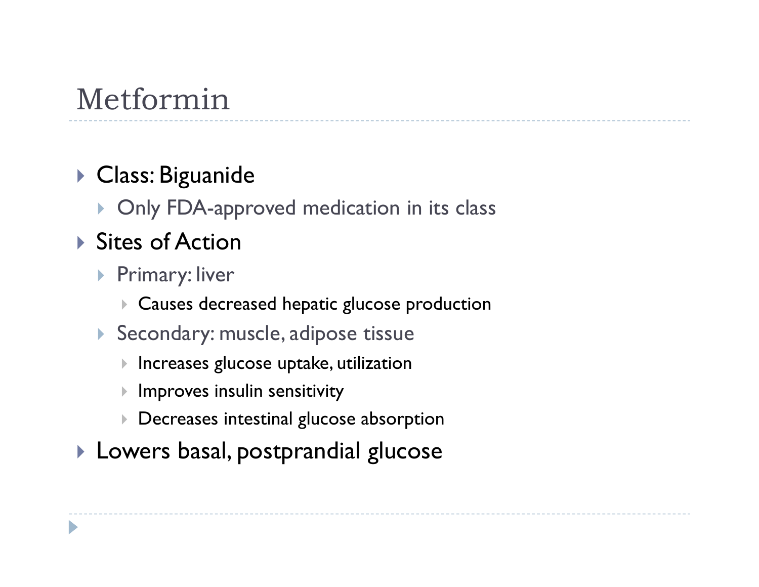# Metformin

- Class: Biguanide
  - Only FDA-approved medication in its class
- Sites of Action
  - Primary: liver
    - Causes decreased hepatic glucose production
  - Secondary: muscle, adipose tissue
    - Increases glucose uptake, utilization
    - Improves insulin sensitivity
    - Decreases intestinal glucose absorption
- Lowers basal, postprandial glucose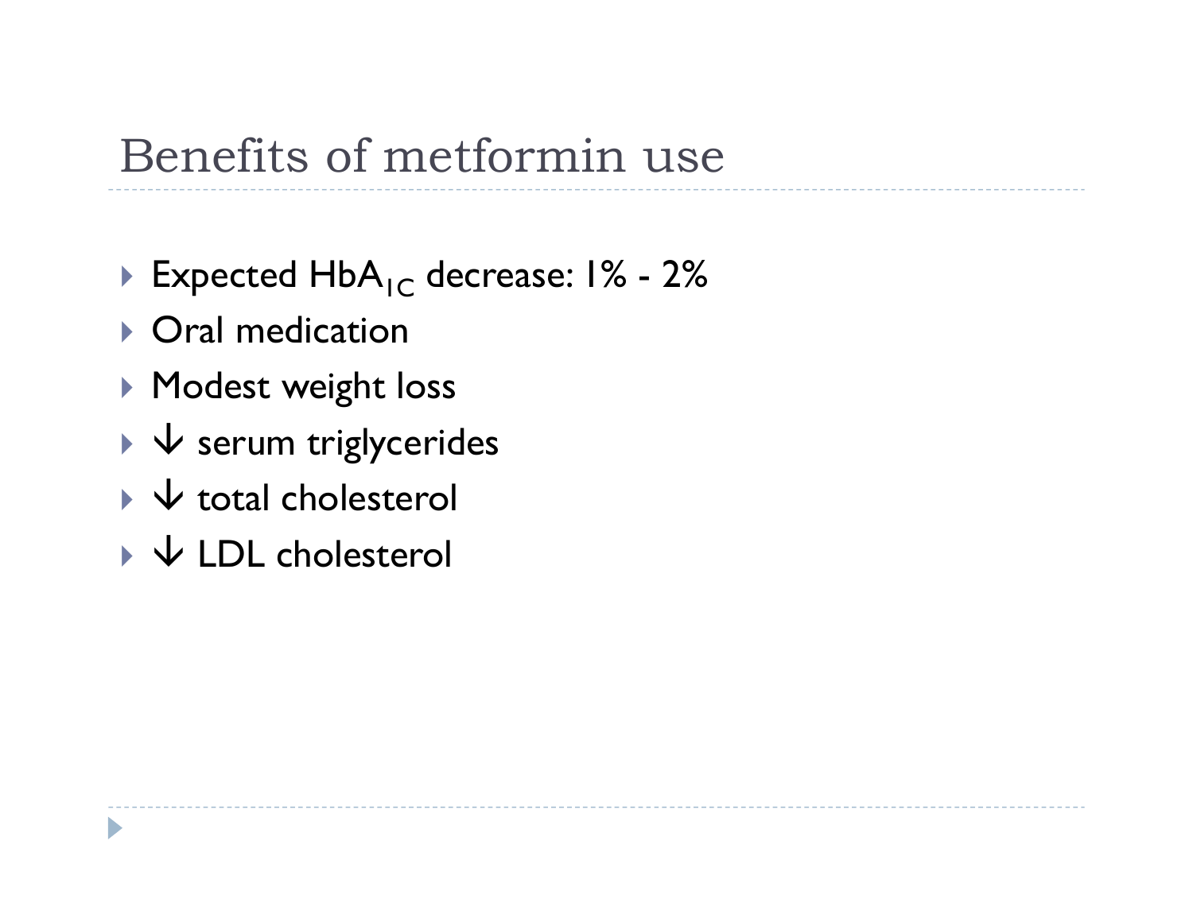# Benefits of metformin use

- Expected $HbA_{1C}$ decrease: 1% - 2%
- Oral medication
- Modest weight loss
- ↓ serum triglycerides
- ↓ total cholesterol
- ↓ LDL cholesterol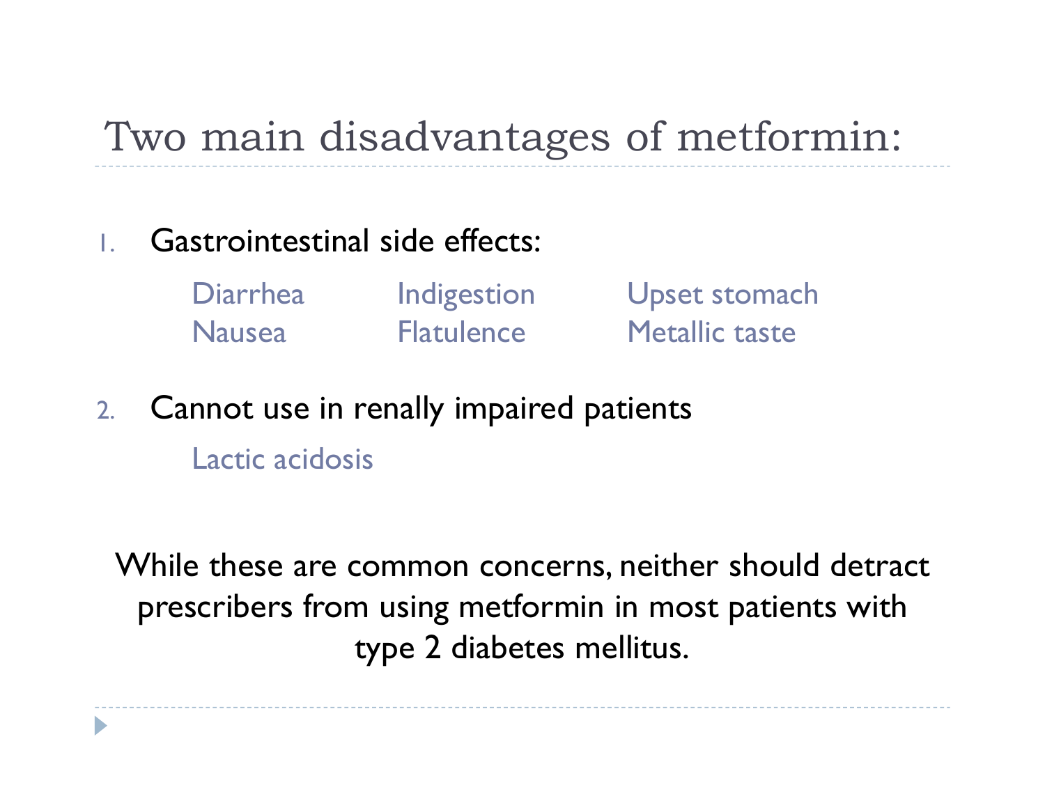# Two main disadvantages of metformin:

1. Gastrointestinal side effects:

   Diarrhea, Indigestion, Upset stomach, Nausea, Flatulence, Metallic taste

2. Cannot use in renally impaired patients

   Lactic acidosis

While these are common concerns, neither should detract prescribers from using metformin in most patients with type 2 diabetes mellitus.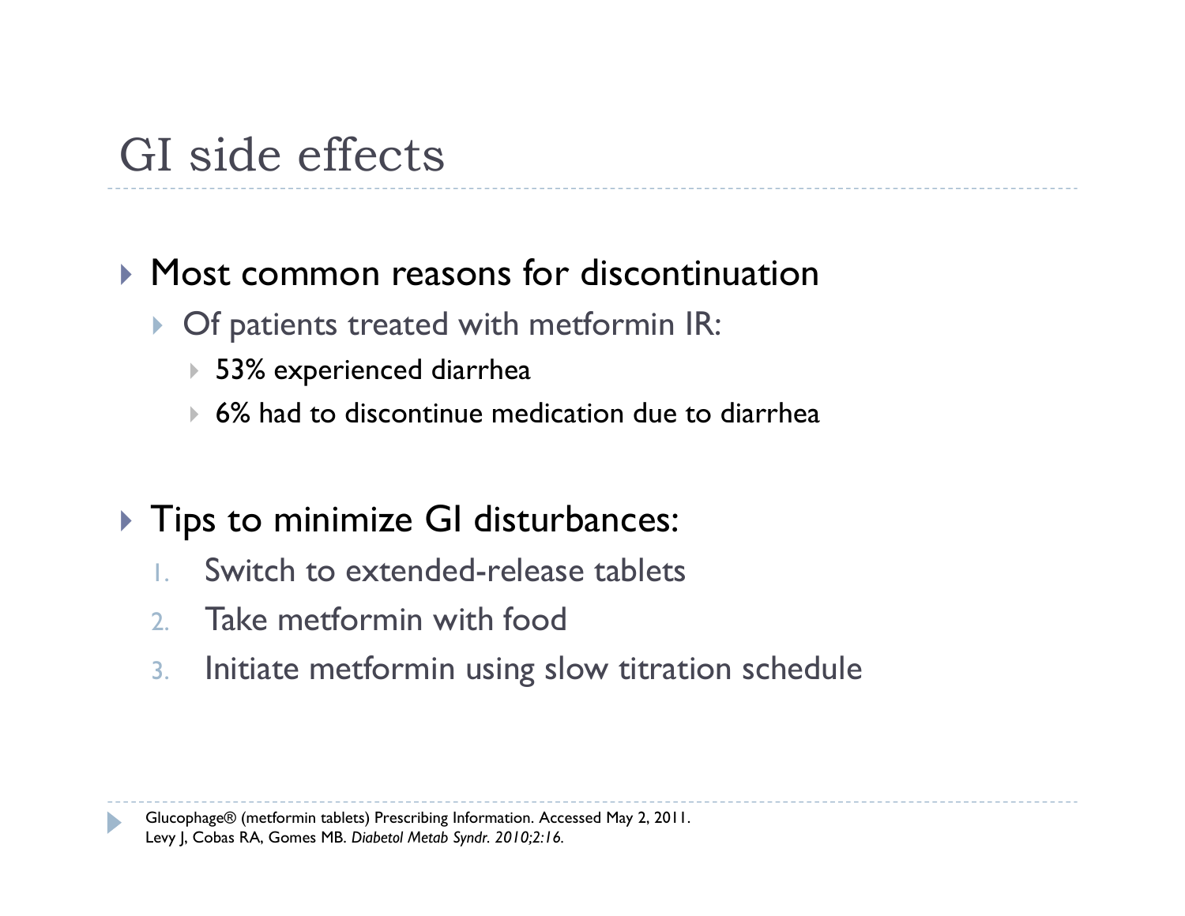# GI side effects

- Most common reasons for discontinuation
  - Of patients treated with metformin IR:
    - 53% experienced diarrhea
    - 6% had to discontinue medication due to diarrhea

- Tips to minimize GI disturbances:
  1. Switch to extended-release tablets
  2. Take metformin with food
  3. Initiate metformin using slow titration schedule

Glucophage® (metformin tablets) Prescribing Information. Accessed May 2, 2011.
Levy J, Cobas RA, Gomes MB. *Diabetol Metab Syndr. 2010;2:16.*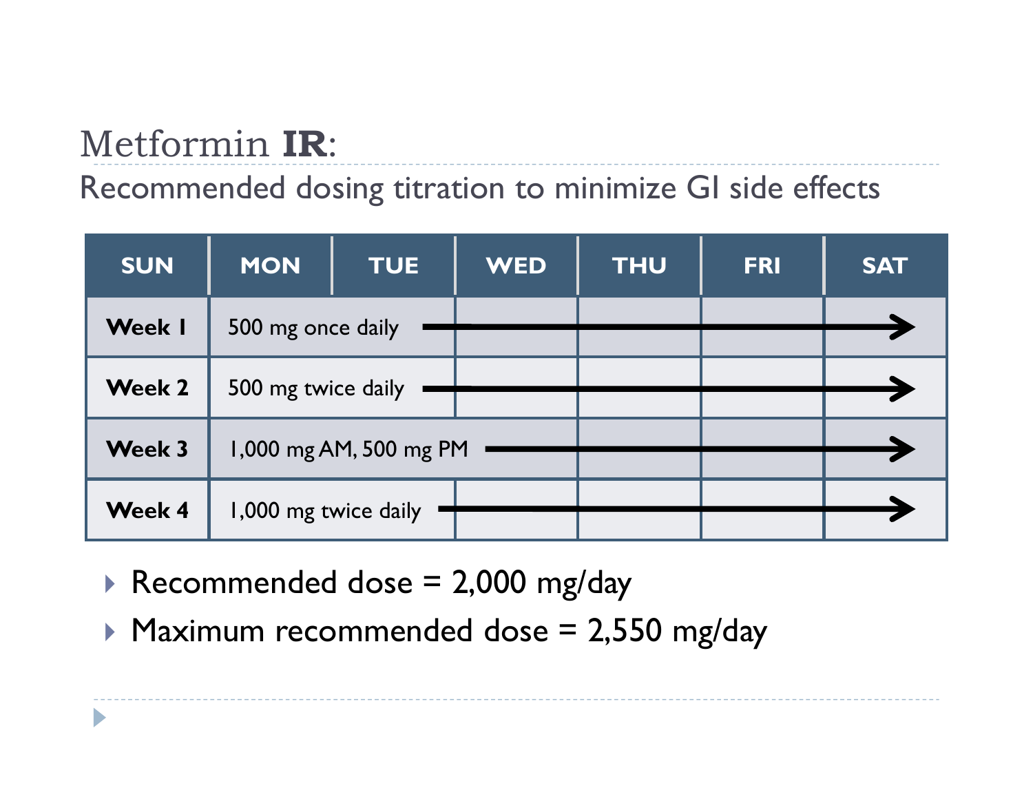# Metformin **IR**:

## Recommended dosing titration to minimize GI side effects

| SUN | MON | TUE | WED | THU | FRI | SAT |
|---|---|---|---|---|---|---|
| **Week 1** | 500 mg once daily → | | | | | → |
| **Week 2** | 500 mg twice daily → | | | | | → |
| **Week 3** | 1,000 mg AM, 500 mg PM → | | | | | → |
| **Week 4** | 1,000 mg twice daily → | | | | | → |

- Recommended dose = 2,000 mg/day
- Maximum recommended dose = 2,550 mg/day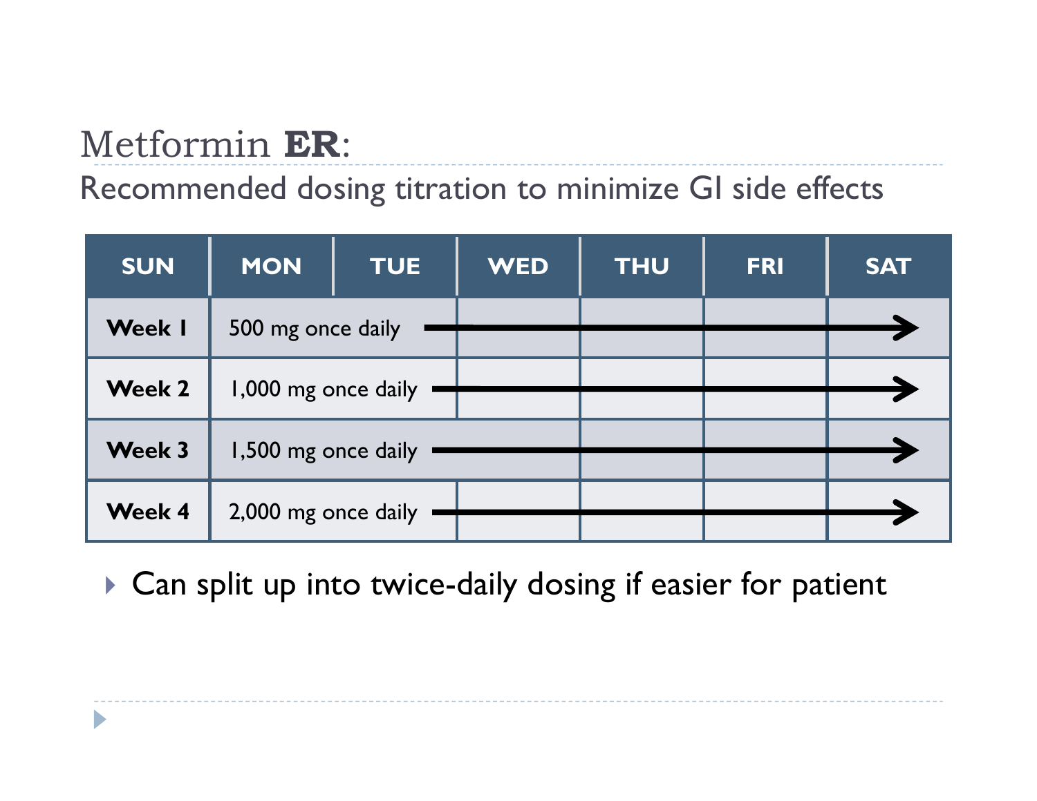# Metformin **ER**:

## Recommended dosing titration to minimize GI side effects

| SUN | MON | TUE | WED | THU | FRI | SAT |
|---|---|---|---|---|---|---|
| **Week 1** | 500 mg once daily → | | | | | |
| **Week 2** | 1,000 mg once daily → | | | | | |
| **Week 3** | 1,500 mg once daily → | | | | | |
| **Week 4** | 2,000 mg once daily → | | | | | |

- Can split up into twice-daily dosing if easier for patient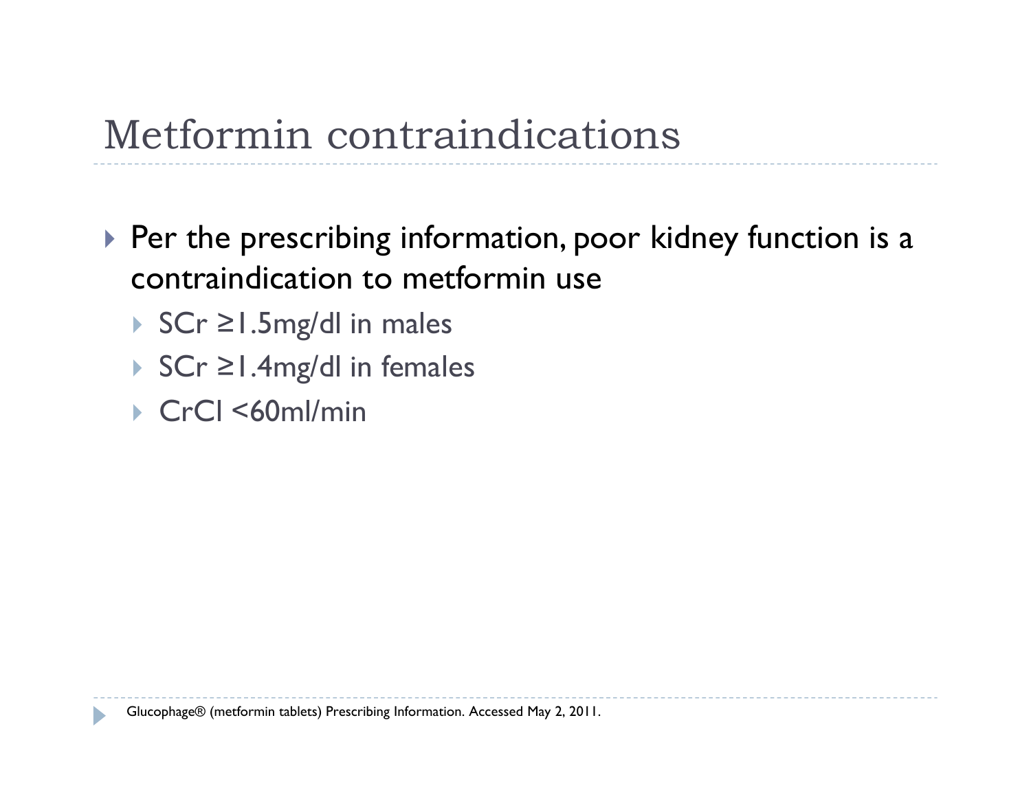# Metformin contraindications

- Per the prescribing information, poor kidney function is a contraindication to metformin use
  - SCr ≥1.5mg/dl in males
  - SCr ≥1.4mg/dl in females
  - CrCl <60ml/min

Glucophage® (metformin tablets) Prescribing Information. Accessed May 2, 2011.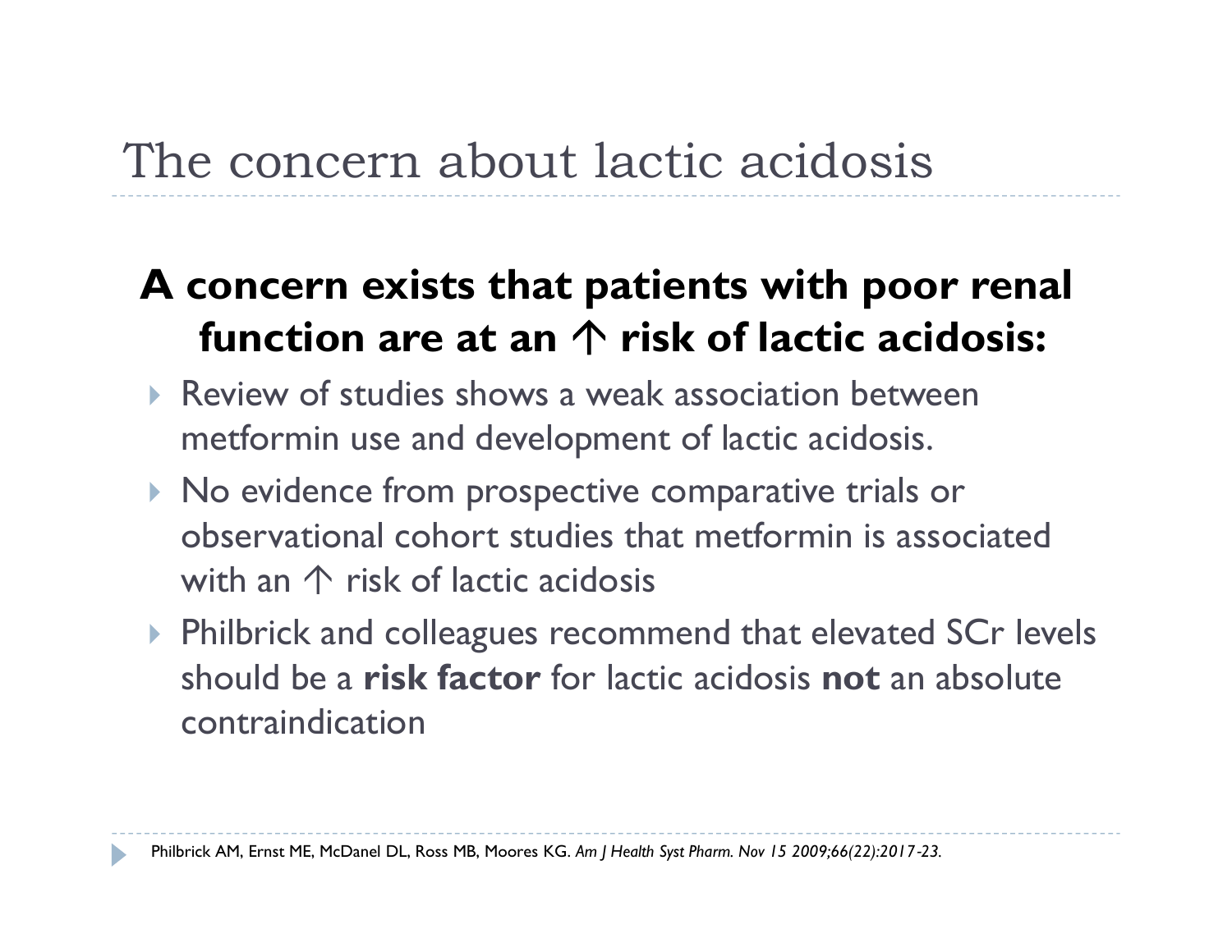# The concern about lactic acidosis

**A concern exists that patients with poor renal function are at an ↑ risk of lactic acidosis:**

- Review of studies shows a weak association between metformin use and development of lactic acidosis.
- No evidence from prospective comparative trials or observational cohort studies that metformin is associated with an ↑ risk of lactic acidosis
- Philbrick and colleagues recommend that elevated SCr levels should be a **risk factor** for lactic acidosis **not** an absolute contraindication

Philbrick AM, Ernst ME, McDanel DL, Ross MB, Moores KG. *Am J Health Syst Pharm. Nov 15 2009;66(22):2017-23.*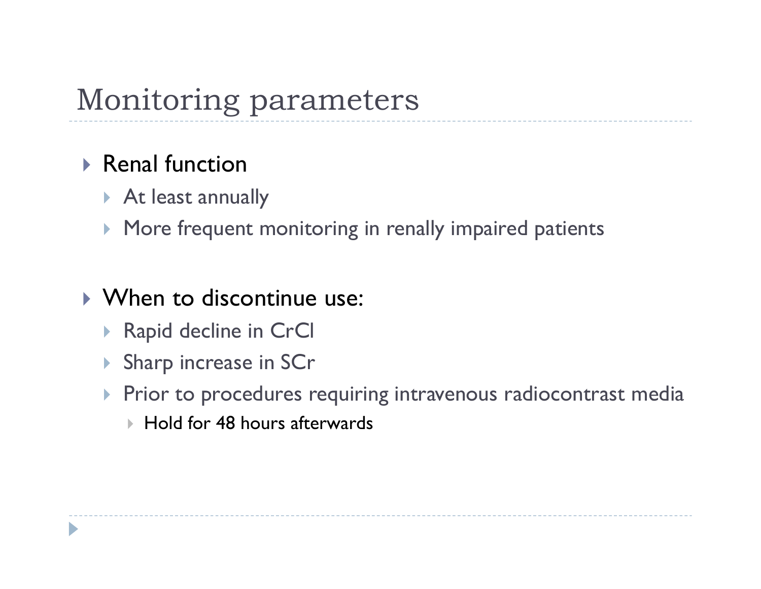# Monitoring parameters

- Renal function
  - At least annually
  - More frequent monitoring in renally impaired patients

- When to discontinue use:
  - Rapid decline in CrCl
  - Sharp increase in SCr
  - Prior to procedures requiring intravenous radiocontrast media
    - Hold for 48 hours afterwards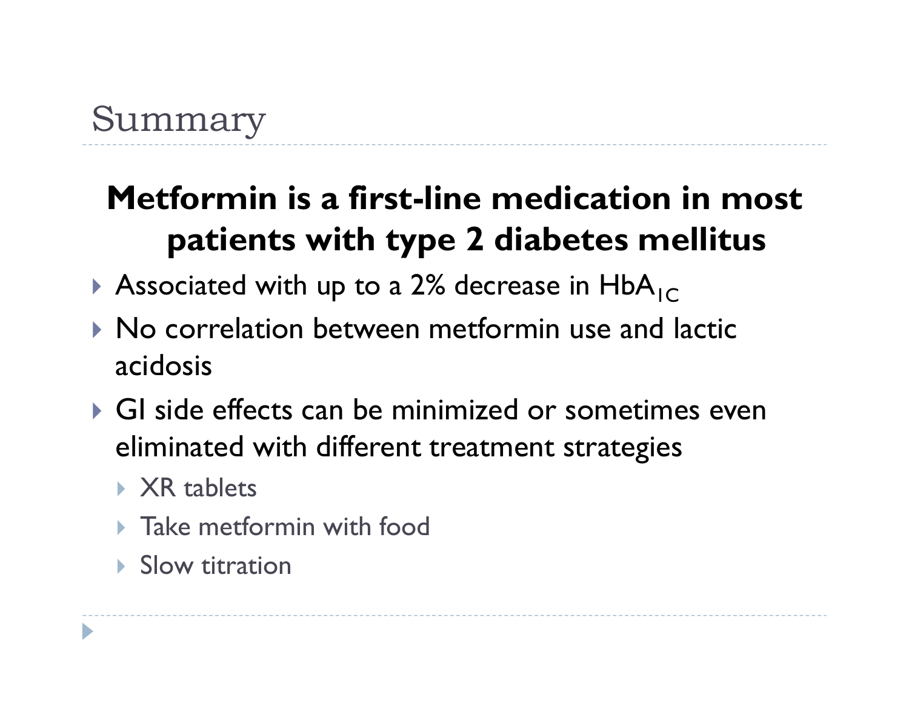# Summary

**Metformin is a first-line medication in most patients with type 2 diabetes mellitus**

- Associated with up to a 2% decrease in $HbA_{1C}$
- No correlation between metformin use and lactic acidosis
- GI side effects can be minimized or sometimes even eliminated with different treatment strategies
  - XR tablets
  - Take metformin with food
  - Slow titration